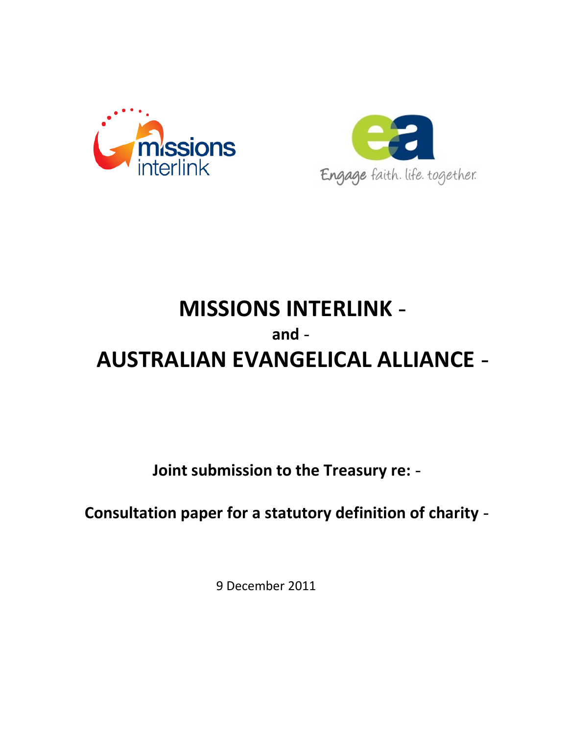# MISSIONS INTERLINK

**and**

# AUSTRALIAN EVANGELICAL ALLIANCE

**Joint submission to the Treasury re:**

**Consultation paper for a statutory definition of charity**

9 December 2011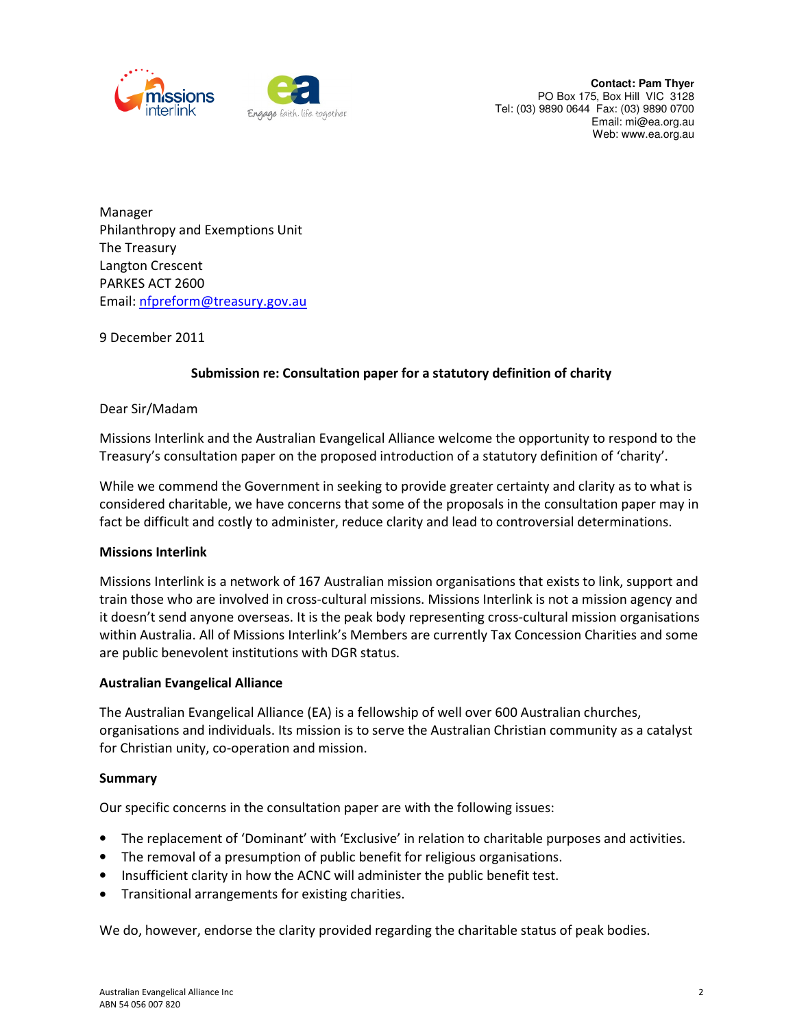Contact: Pam Thyer
PO Box 175, Box Hill VIC 3128
Tel: (03) 9890 0644 Fax: (03) 9890 0700
Email: mi@ea.org.au
Web: www.ea.org.au

Manager
Philanthropy and Exemptions Unit
The Treasury
Langton Crescent
PARKES ACT 2600
Email: nfpreform@treasury.gov.au

9 December 2011

**Submission re: Consultation paper for a statutory definition of charity**

Dear Sir/Madam

Missions Interlink and the Australian Evangelical Alliance welcome the opportunity to respond to the Treasury's consultation paper on the proposed introduction of a statutory definition of 'charity'.

While we commend the Government in seeking to provide greater certainty and clarity as to what is considered charitable, we have concerns that some of the proposals in the consultation paper may in fact be difficult and costly to administer, reduce clarity and lead to controversial determinations.

**Missions Interlink**

Missions Interlink is a network of 167 Australian mission organisations that exists to link, support and train those who are involved in cross-cultural missions. Missions Interlink is not a mission agency and it doesn't send anyone overseas. It is the peak body representing cross-cultural mission organisations within Australia. All of Missions Interlink's Members are currently Tax Concession Charities and some are public benevolent institutions with DGR status.

**Australian Evangelical Alliance**

The Australian Evangelical Alliance (EA) is a fellowship of well over 600 Australian churches, organisations and individuals. Its mission is to serve the Australian Christian community as a catalyst for Christian unity, co-operation and mission.

**Summary**

Our specific concerns in the consultation paper are with the following issues:

- The replacement of 'Dominant' with 'Exclusive' in relation to charitable purposes and activities.
- The removal of a presumption of public benefit for religious organisations.
- Insufficient clarity in how the ACNC will administer the public benefit test.
- Transitional arrangements for existing charities.

We do, however, endorse the clarity provided regarding the charitable status of peak bodies.

Australian Evangelical Alliance Inc
ABN 54 056 007 820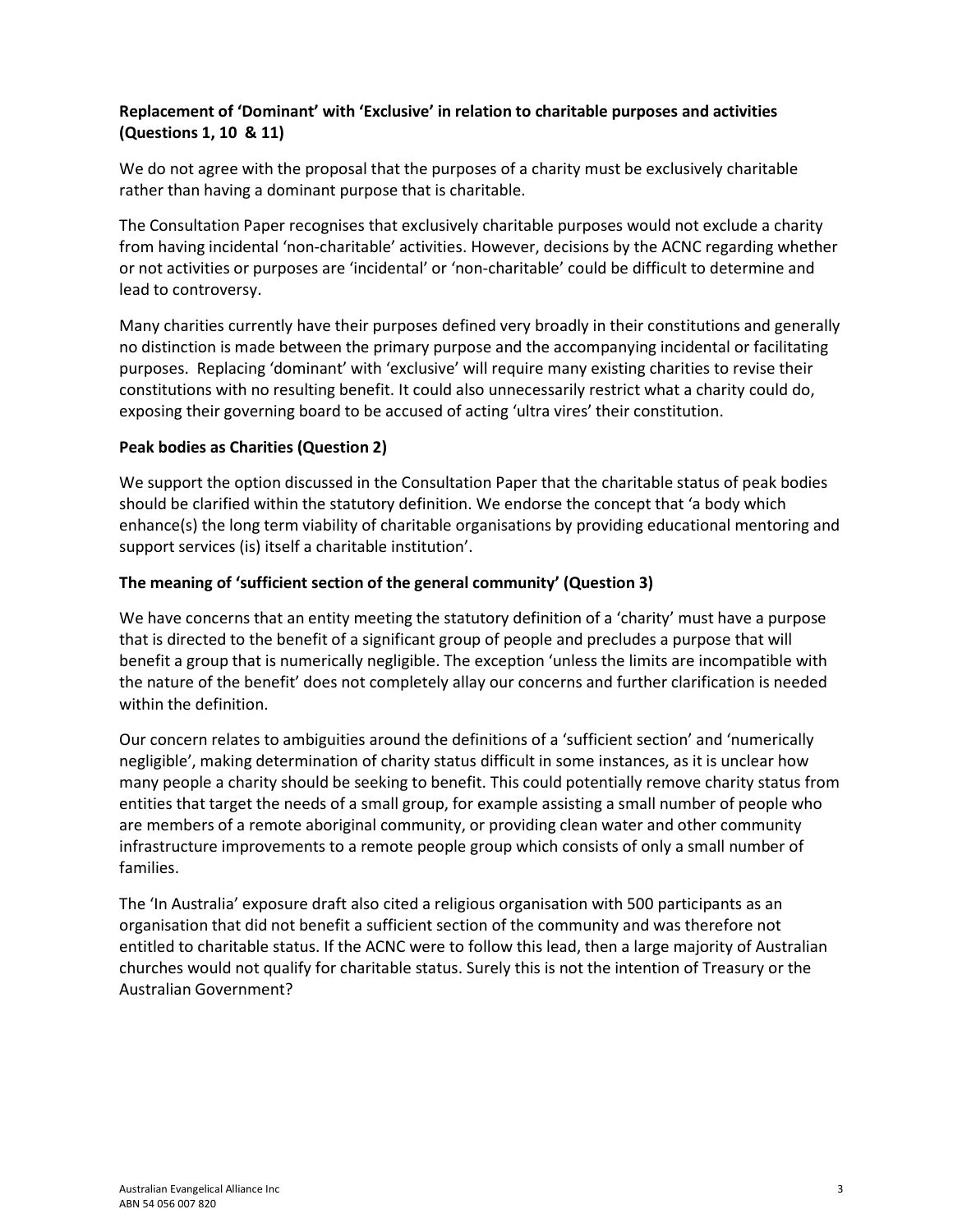**Replacement of 'Dominant' with 'Exclusive' in relation to charitable purposes and activities (Questions 1, 10 & 11)**

We do not agree with the proposal that the purposes of a charity must be exclusively charitable rather than having a dominant purpose that is charitable.

The Consultation Paper recognises that exclusively charitable purposes would not exclude a charity from having incidental 'non-charitable' activities. However, decisions by the ACNC regarding whether or not activities or purposes are 'incidental' or 'non-charitable' could be difficult to determine and lead to controversy.

Many charities currently have their purposes defined very broadly in their constitutions and generally no distinction is made between the primary purpose and the accompanying incidental or facilitating purposes. Replacing 'dominant' with 'exclusive' will require many existing charities to revise their constitutions with no resulting benefit. It could also unnecessarily restrict what a charity could do, exposing their governing board to be accused of acting 'ultra vires' their constitution.

**Peak bodies as Charities (Question 2)**

We support the option discussed in the Consultation Paper that the charitable status of peak bodies should be clarified within the statutory definition. We endorse the concept that 'a body which enhance(s) the long term viability of charitable organisations by providing educational mentoring and support services (is) itself a charitable institution'.

**The meaning of 'sufficient section of the general community' (Question 3)**

We have concerns that an entity meeting the statutory definition of a 'charity' must have a purpose that is directed to the benefit of a significant group of people and precludes a purpose that will benefit a group that is numerically negligible. The exception 'unless the limits are incompatible with the nature of the benefit' does not completely allay our concerns and further clarification is needed within the definition.

Our concern relates to ambiguities around the definitions of a 'sufficient section' and 'numerically negligible', making determination of charity status difficult in some instances, as it is unclear how many people a charity should be seeking to benefit. This could potentially remove charity status from entities that target the needs of a small group, for example assisting a small number of people who are members of a remote aboriginal community, or providing clean water and other community infrastructure improvements to a remote people group which consists of only a small number of families.

The 'In Australia' exposure draft also cited a religious organisation with 500 participants as an organisation that did not benefit a sufficient section of the community and was therefore not entitled to charitable status. If the ACNC were to follow this lead, then a large majority of Australian churches would not qualify for charitable status. Surely this is not the intention of Treasury or the Australian Government?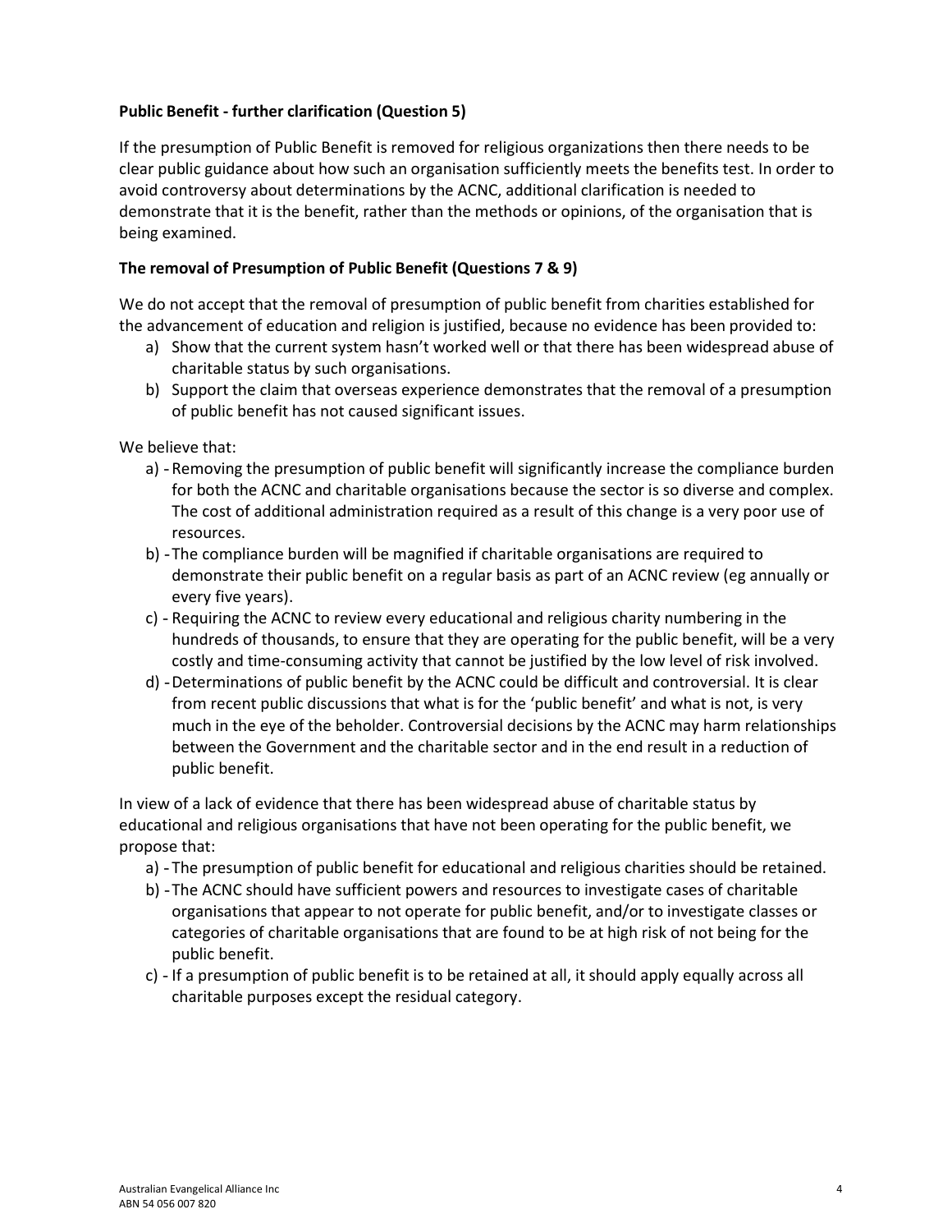**Public Benefit - further clarification (Question 5)**

If the presumption of Public Benefit is removed for religious organizations then there needs to be clear public guidance about how such an organisation sufficiently meets the benefits test. In order to avoid controversy about determinations by the ACNC, additional clarification is needed to demonstrate that it is the benefit, rather than the methods or opinions, of the organisation that is being examined.

**The removal of Presumption of Public Benefit (Questions 7 & 9)**

We do not accept that the removal of presumption of public benefit from charities established for the advancement of education and religion is justified, because no evidence has been provided to:

a) Show that the current system hasn't worked well or that there has been widespread abuse of charitable status by such organisations.
b) Support the claim that overseas experience demonstrates that the removal of a presumption of public benefit has not caused significant issues.

We believe that:

a) - Removing the presumption of public benefit will significantly increase the compliance burden for both the ACNC and charitable organisations because the sector is so diverse and complex. The cost of additional administration required as a result of this change is a very poor use of resources.
b) - The compliance burden will be magnified if charitable organisations are required to demonstrate their public benefit on a regular basis as part of an ACNC review (eg annually or every five years).
c) - Requiring the ACNC to review every educational and religious charity numbering in the hundreds of thousands, to ensure that they are operating for the public benefit, will be a very costly and time-consuming activity that cannot be justified by the low level of risk involved.
d) - Determinations of public benefit by the ACNC could be difficult and controversial. It is clear from recent public discussions that what is for the 'public benefit' and what is not, is very much in the eye of the beholder. Controversial decisions by the ACNC may harm relationships between the Government and the charitable sector and in the end result in a reduction of public benefit.

In view of a lack of evidence that there has been widespread abuse of charitable status by educational and religious organisations that have not been operating for the public benefit, we propose that:

a) - The presumption of public benefit for educational and religious charities should be retained.
b) - The ACNC should have sufficient powers and resources to investigate cases of charitable organisations that appear to not operate for public benefit, and/or to investigate classes or categories of charitable organisations that are found to be at high risk of not being for the public benefit.
c) - If a presumption of public benefit is to be retained at all, it should apply equally across all charitable purposes except the residual category.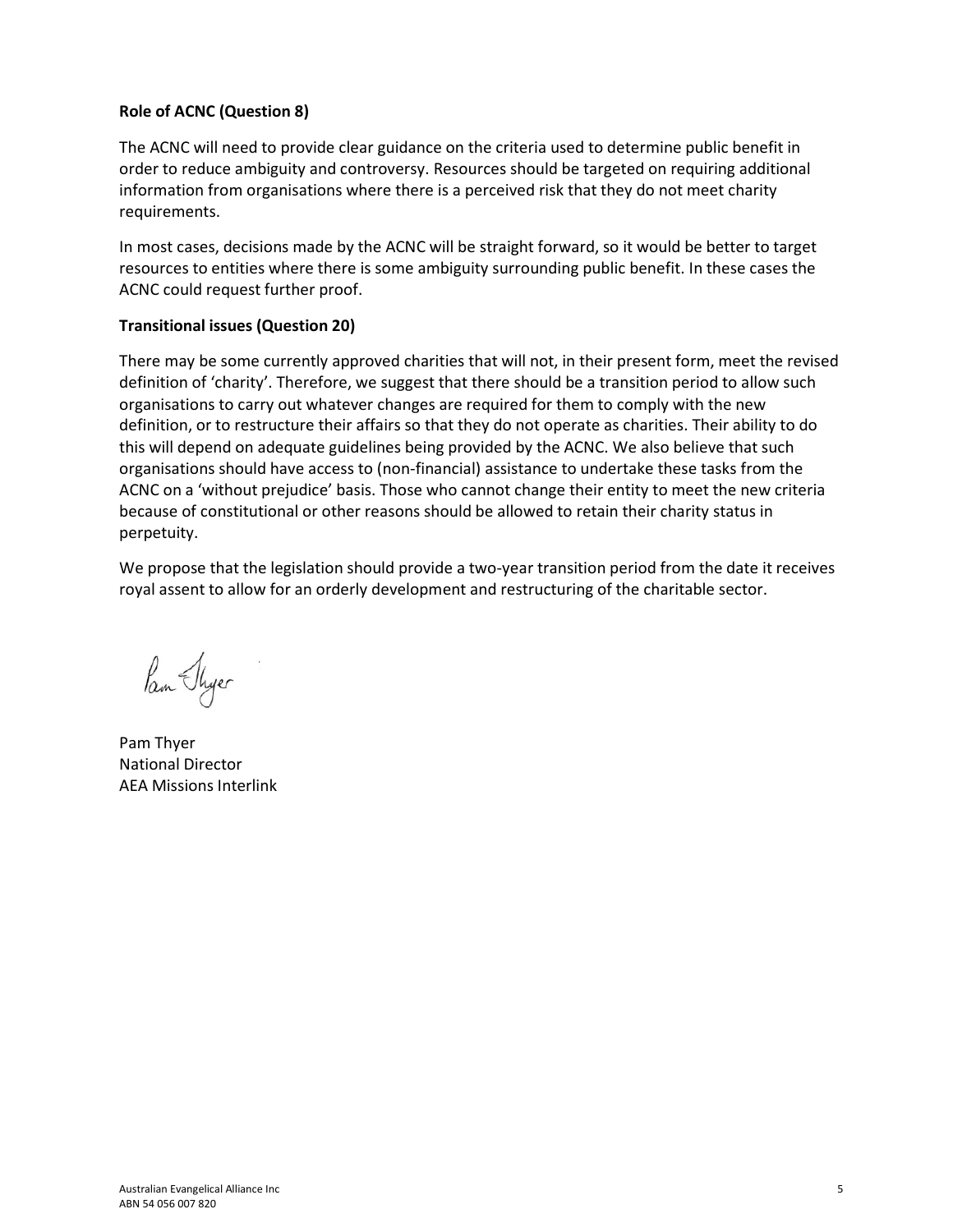**Role of ACNC (Question 8)**

The ACNC will need to provide clear guidance on the criteria used to determine public benefit in order to reduce ambiguity and controversy. Resources should be targeted on requiring additional information from organisations where there is a perceived risk that they do not meet charity requirements.

In most cases, decisions made by the ACNC will be straight forward, so it would be better to target resources to entities where there is some ambiguity surrounding public benefit. In these cases the ACNC could request further proof.

**Transitional issues (Question 20)**

There may be some currently approved charities that will not, in their present form, meet the revised definition of 'charity'. Therefore, we suggest that there should be a transition period to allow such organisations to carry out whatever changes are required for them to comply with the new definition, or to restructure their affairs so that they do not operate as charities. Their ability to do this will depend on adequate guidelines being provided by the ACNC. We also believe that such organisations should have access to (non-financial) assistance to undertake these tasks from the ACNC on a 'without prejudice' basis. Those who cannot change their entity to meet the new criteria because of constitutional or other reasons should be allowed to retain their charity status in perpetuity.

We propose that the legislation should provide a two-year transition period from the date it receives royal assent to allow for an orderly development and restructuring of the charitable sector.

Pam Thyer

Pam Thyer
National Director
AEA Missions Interlink

Australian Evangelical Alliance Inc
ABN 54 056 007 820